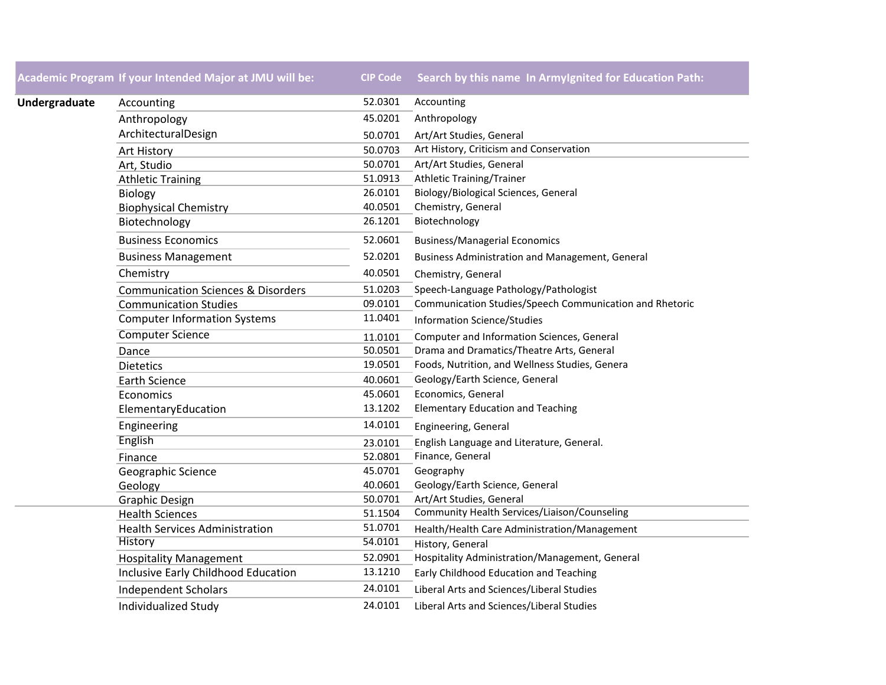| Academic Program | If your Intended Major at JMU will be: | CIP Code | Search by this name In ArmyIgnited for Education Path: |
|---|---|---|---|
| **Undergraduate** | Accounting | 52.0301 | Accounting |
| | Anthropology | 45.0201 | Anthropology |
| | ArchitecturalDesign | 50.0701 | Art/Art Studies, General |
| | Art History | 50.0703 | Art History, Criticism and Conservation |
| | Art, Studio | 50.0701 | Art/Art Studies, General |
| | Athletic Training | 51.0913 | Athletic Training/Trainer |
| | Biology | 26.0101 | Biology/Biological Sciences, General |
| | Biophysical Chemistry | 40.0501 | Chemistry, General |
| | Biotechnology | 26.1201 | Biotechnology |
| | Business Economics | 52.0601 | Business/Managerial Economics |
| | Business Management | 52.0201 | Business Administration and Management, General |
| | Chemistry | 40.0501 | Chemistry, General |
| | Communication Sciences & Disorders | 51.0203 | Speech-Language Pathology/Pathologist |
| | Communication Studies | 09.0101 | Communication Studies/Speech Communication and Rhetoric |
| | Computer Information Systems | 11.0401 | Information Science/Studies |
| | Computer Science | 11.0101 | Computer and Information Sciences, General |
| | Dance | 50.0501 | Drama and Dramatics/Theatre Arts, General |
| | Dietetics | 19.0501 | Foods, Nutrition, and Wellness Studies, Genera |
| | Earth Science | 40.0601 | Geology/Earth Science, General |
| | Economics | 45.0601 | Economics, General |
| | ElementaryEducation | 13.1202 | Elementary Education and Teaching |
| | Engineering | 14.0101 | Engineering, General |
| | English | 23.0101 | English Language and Literature, General. |
| | Finance | 52.0801 | Finance, General |
| | Geographic Science | 45.0701 | Geography |
| | Geology | 40.0601 | Geology/Earth Science, General |
| | Graphic Design | 50.0701 | Art/Art Studies, General |
| | Health Sciences | 51.1504 | Community Health Services/Liaison/Counseling |
| | Health Services Administration | 51.0701 | Health/Health Care Administration/Management |
| | History | 54.0101 | History, General |
| | Hospitality Management | 52.0901 | Hospitality Administration/Management, General |
| | Inclusive Early Childhood Education | 13.1210 | Early Childhood Education and Teaching |
| | Independent Scholars | 24.0101 | Liberal Arts and Sciences/Liberal Studies |
| | Individualized Study | 24.0101 | Liberal Arts and Sciences/Liberal Studies |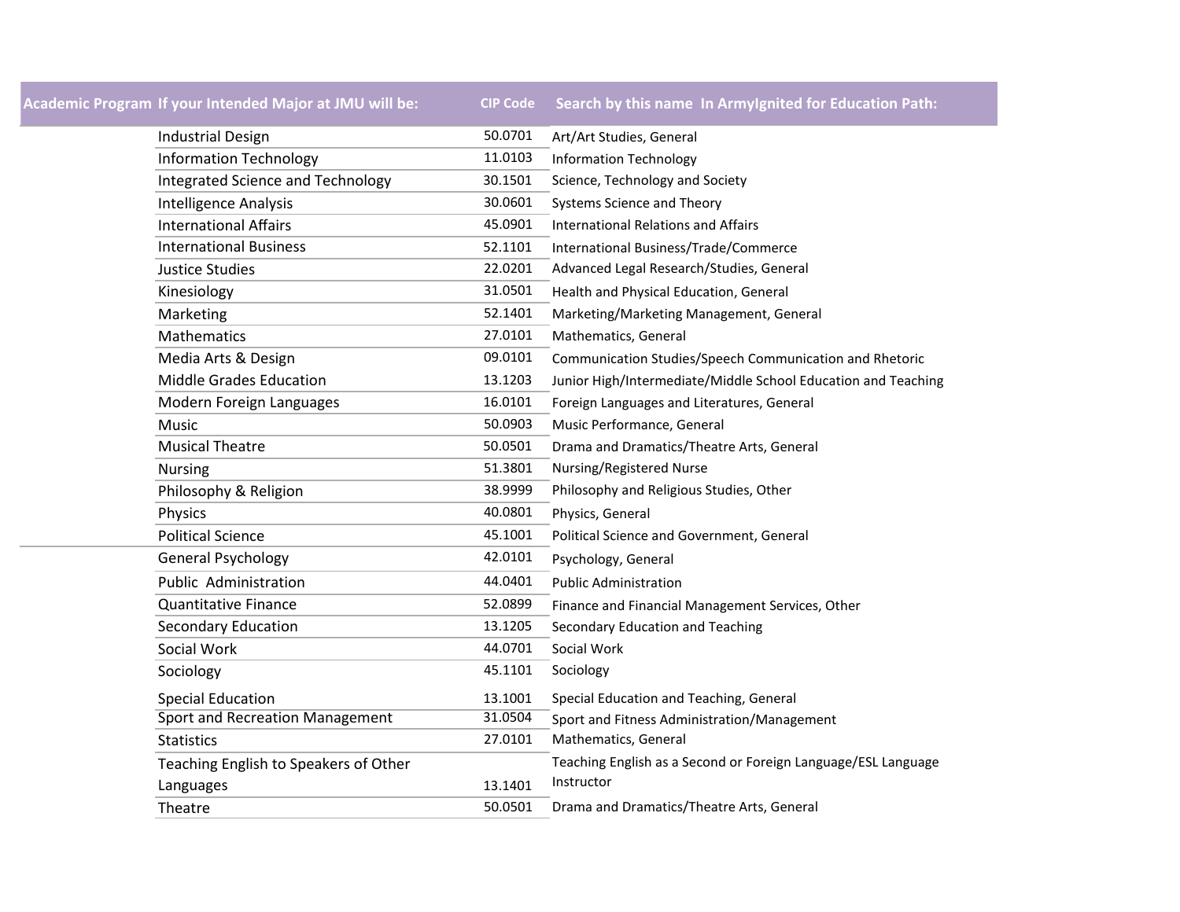| Academic Program | If your Intended Major at JMU will be: | CIP Code | Search by this name In ArmyIgnited for Education Path: |
|---|---|---|---|
| | Industrial Design | 50.0701 | Art/Art Studies, General |
| | Information Technology | 11.0103 | Information Technology |
| | Integrated Science and Technology | 30.1501 | Science, Technology and Society |
| | Intelligence Analysis | 30.0601 | Systems Science and Theory |
| | International Affairs | 45.0901 | International Relations and Affairs |
| | International Business | 52.1101 | International Business/Trade/Commerce |
| | Justice Studies | 22.0201 | Advanced Legal Research/Studies, General |
| | Kinesiology | 31.0501 | Health and Physical Education, General |
| | Marketing | 52.1401 | Marketing/Marketing Management, General |
| | Mathematics | 27.0101 | Mathematics, General |
| | Media Arts & Design | 09.0101 | Communication Studies/Speech Communication and Rhetoric |
| | Middle Grades Education | 13.1203 | Junior High/Intermediate/Middle School Education and Teaching |
| | Modern Foreign Languages | 16.0101 | Foreign Languages and Literatures, General |
| | Music | 50.0903 | Music Performance, General |
| | Musical Theatre | 50.0501 | Drama and Dramatics/Theatre Arts, General |
| | Nursing | 51.3801 | Nursing/Registered Nurse |
| | Philosophy & Religion | 38.9999 | Philosophy and Religious Studies, Other |
| | Physics | 40.0801 | Physics, General |
| | Political Science | 45.1001 | Political Science and Government, General |
| | General Psychology | 42.0101 | Psychology, General |
| | Public Administration | 44.0401 | Public Administration |
| | Quantitative Finance | 52.0899 | Finance and Financial Management Services, Other |
| | Secondary Education | 13.1205 | Secondary Education and Teaching |
| | Social Work | 44.0701 | Social Work |
| | Sociology | 45.1101 | Sociology |
| | Special Education | 13.1001 | Special Education and Teaching, General |
| | Sport and Recreation Management | 31.0504 | Sport and Fitness Administration/Management |
| | Statistics | 27.0101 | Mathematics, General |
| | Teaching English to Speakers of Other Languages | 13.1401 | Teaching English as a Second or Foreign Language/ESL Language Instructor |
| | Theatre | 50.0501 | Drama and Dramatics/Theatre Arts, General |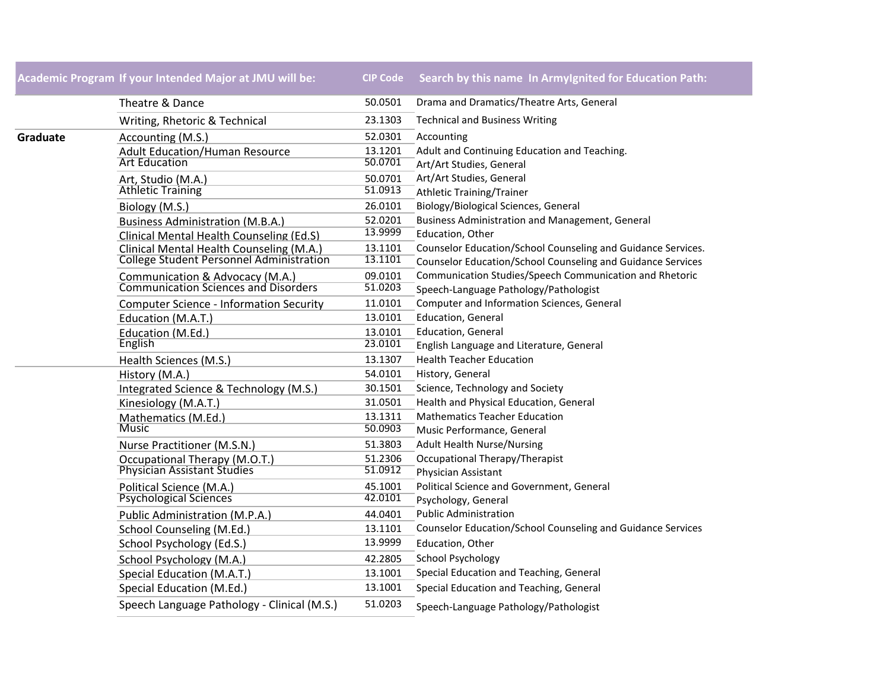| Academic Program | If your Intended Major at JMU will be: | CIP Code | Search by this name In ArmyIgnited for Education Path: |
|---|---|---|---|
| | Theatre & Dance | 50.0501 | Drama and Dramatics/Theatre Arts, General |
| | Writing, Rhetoric & Technical | 23.1303 | Technical and Business Writing |
| **Graduate** | Accounting (M.S.) | 52.0301 | Accounting |
| | Adult Education/Human Resource | 13.1201 | Adult and Continuing Education and Teaching. |
| | Art Education | 50.0701 | Art/Art Studies, General |
| | Art, Studio (M.A.) | 50.0701 | Art/Art Studies, General |
| | Athletic Training | 51.0913 | Athletic Training/Trainer |
| | Biology (M.S.) | 26.0101 | Biology/Biological Sciences, General |
| | Business Administration (M.B.A.) | 52.0201 | Business Administration and Management, General |
| | Clinical Mental Health Counseling (Ed.S) | 13.9999 | Education, Other |
| | Clinical Mental Health Counseling (M.A.) | 13.1101 | Counselor Education/School Counseling and Guidance Services. |
| | College Student Personnel Administration | 13.1101 | Counselor Education/School Counseling and Guidance Services |
| | Communication & Advocacy (M.A.) | 09.0101 | Communication Studies/Speech Communication and Rhetoric |
| | Communication Sciences and Disorders | 51.0203 | Speech-Language Pathology/Pathologist |
| | Computer Science - Information Security | 11.0101 | Computer and Information Sciences, General |
| | Education (M.A.T.) | 13.0101 | Education, General |
| | Education (M.Ed.) | 13.0101 | Education, General |
| | English | 23.0101 | English Language and Literature, General |
| | Health Sciences (M.S.) | 13.1307 | Health Teacher Education |
| | History (M.A.) | 54.0101 | History, General |
| | Integrated Science & Technology (M.S.) | 30.1501 | Science, Technology and Society |
| | Kinesiology (M.A.T.) | 31.0501 | Health and Physical Education, General |
| | Mathematics (M.Ed.) | 13.1311 | Mathematics Teacher Education |
| | Music | 50.0903 | Music Performance, General |
| | Nurse Practitioner (M.S.N.) | 51.3803 | Adult Health Nurse/Nursing |
| | Occupational Therapy (M.O.T.) | 51.2306 | Occupational Therapy/Therapist |
| | Physician Assistant Studies | 51.0912 | Physician Assistant |
| | Political Science (M.A.) | 45.1001 | Political Science and Government, General |
| | Psychological Sciences | 42.0101 | Psychology, General |
| | Public Administration (M.P.A.) | 44.0401 | Public Administration |
| | School Counseling (M.Ed.) | 13.1101 | Counselor Education/School Counseling and Guidance Services |
| | School Psychology (Ed.S.) | 13.9999 | Education, Other |
| | School Psychology (M.A.) | 42.2805 | School Psychology |
| | Special Education (M.A.T.) | 13.1001 | Special Education and Teaching, General |
| | Special Education (M.Ed.) | 13.1001 | Special Education and Teaching, General |
| | Speech Language Pathology - Clinical (M.S.) | 51.0203 | Speech-Language Pathology/Pathologist |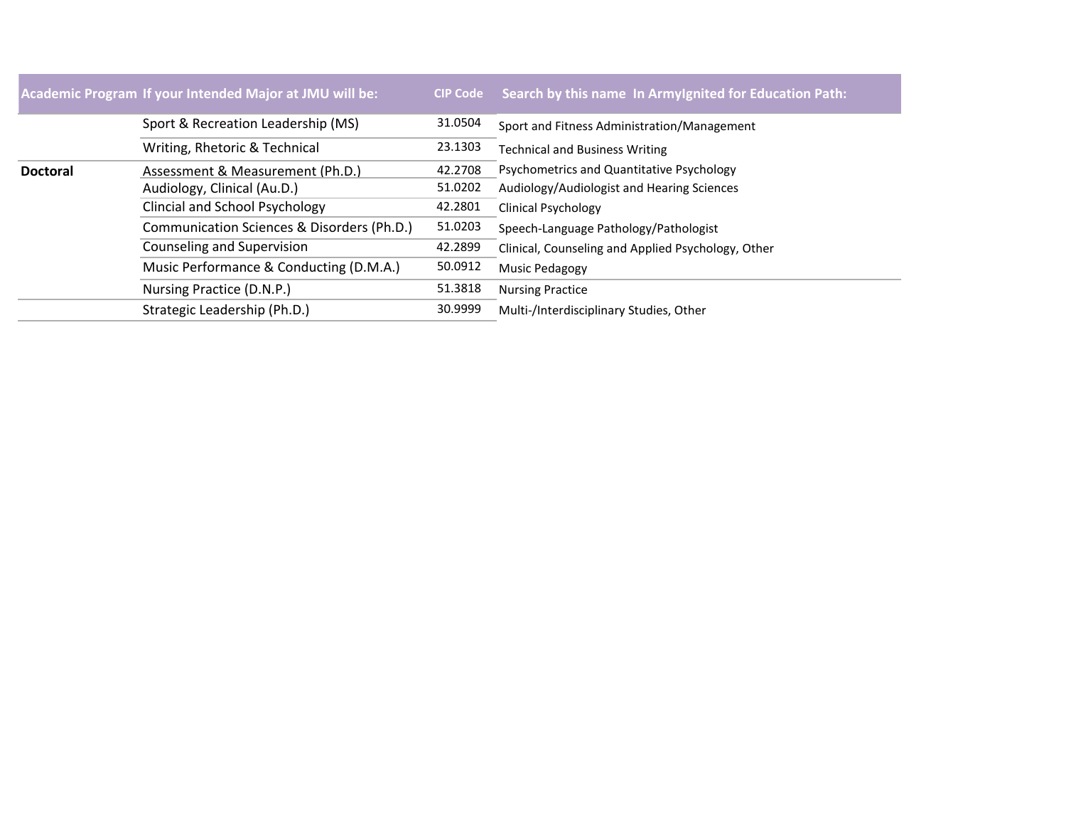| Academic Program | If your Intended Major at JMU will be: | CIP Code | Search by this name In ArmyIgnited for Education Path: |
|---|---|---|---|
| | Sport & Recreation Leadership (MS) | 31.0504 | Sport and Fitness Administration/Management |
| | Writing, Rhetoric & Technical | 23.1303 | Technical and Business Writing |
| **Doctoral** | Assessment & Measurement (Ph.D.) | 42.2708 | Psychometrics and Quantitative Psychology |
| | Audiology, Clinical (Au.D.) | 51.0202 | Audiology/Audiologist and Hearing Sciences |
| | Clincial and School Psychology | 42.2801 | Clinical Psychology |
| | Communication Sciences & Disorders (Ph.D.) | 51.0203 | Speech-Language Pathology/Pathologist |
| | Counseling and Supervision | 42.2899 | Clinical, Counseling and Applied Psychology, Other |
| | Music Performance & Conducting (D.M.A.) | 50.0912 | Music Pedagogy |
| | Nursing Practice (D.N.P.) | 51.3818 | Nursing Practice |
| | Strategic Leadership (Ph.D.) | 30.9999 | Multi-/Interdisciplinary Studies, Other |